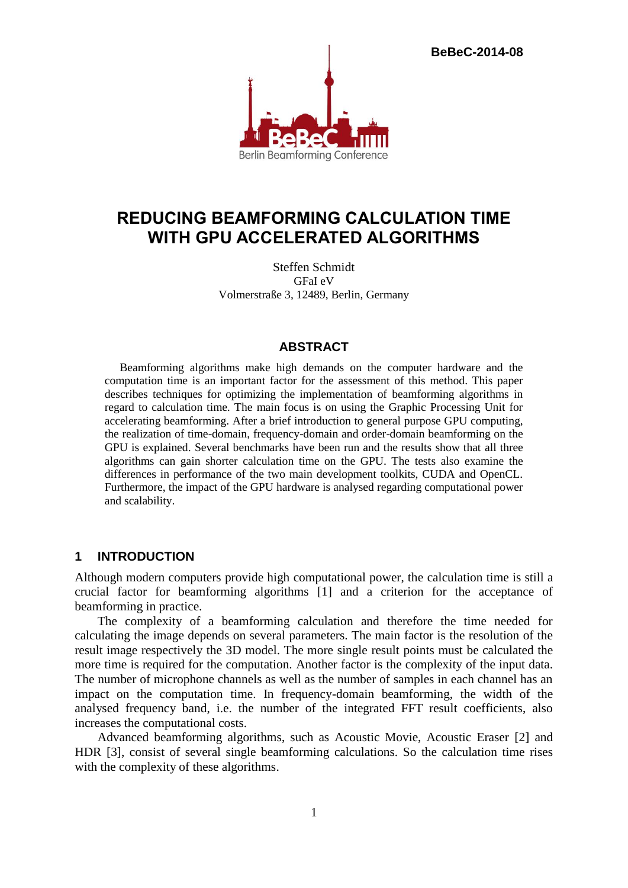BeBeC-2014-08

# REDUCING BEAMFORMING CALCULATION TIME WITH GPU ACCELERATED ALGORITHMS

Steffen Schmidt
GFaI eV
Volmerstraße 3, 12489, Berlin, Germany

## ABSTRACT

Beamforming algorithms make high demands on the computer hardware and the computation time is an important factor for the assessment of this method. This paper describes techniques for optimizing the implementation of beamforming algorithms in regard to calculation time. The main focus is on using the Graphic Processing Unit for accelerating beamforming. After a brief introduction to general purpose GPU computing, the realization of time-domain, frequency-domain and order-domain beamforming on the GPU is explained. Several benchmarks have been run and the results show that all three algorithms can gain shorter calculation time on the GPU. The tests also examine the differences in performance of the two main development toolkits, CUDA and OpenCL. Furthermore, the impact of the GPU hardware is analysed regarding computational power and scalability.

## 1 INTRODUCTION

Although modern computers provide high computational power, the calculation time is still a crucial factor for beamforming algorithms [1] and a criterion for the acceptance of beamforming in practice.

The complexity of a beamforming calculation and therefore the time needed for calculating the image depends on several parameters. The main factor is the resolution of the result image respectively the 3D model. The more single result points must be calculated the more time is required for the computation. Another factor is the complexity of the input data. The number of microphone channels as well as the number of samples in each channel has an impact on the computation time. In frequency-domain beamforming, the width of the analysed frequency band, i.e. the number of the integrated FFT result coefficients, also increases the computational costs.

Advanced beamforming algorithms, such as Acoustic Movie, Acoustic Eraser [2] and HDR [3], consist of several single beamforming calculations. So the calculation time rises with the complexity of these algorithms.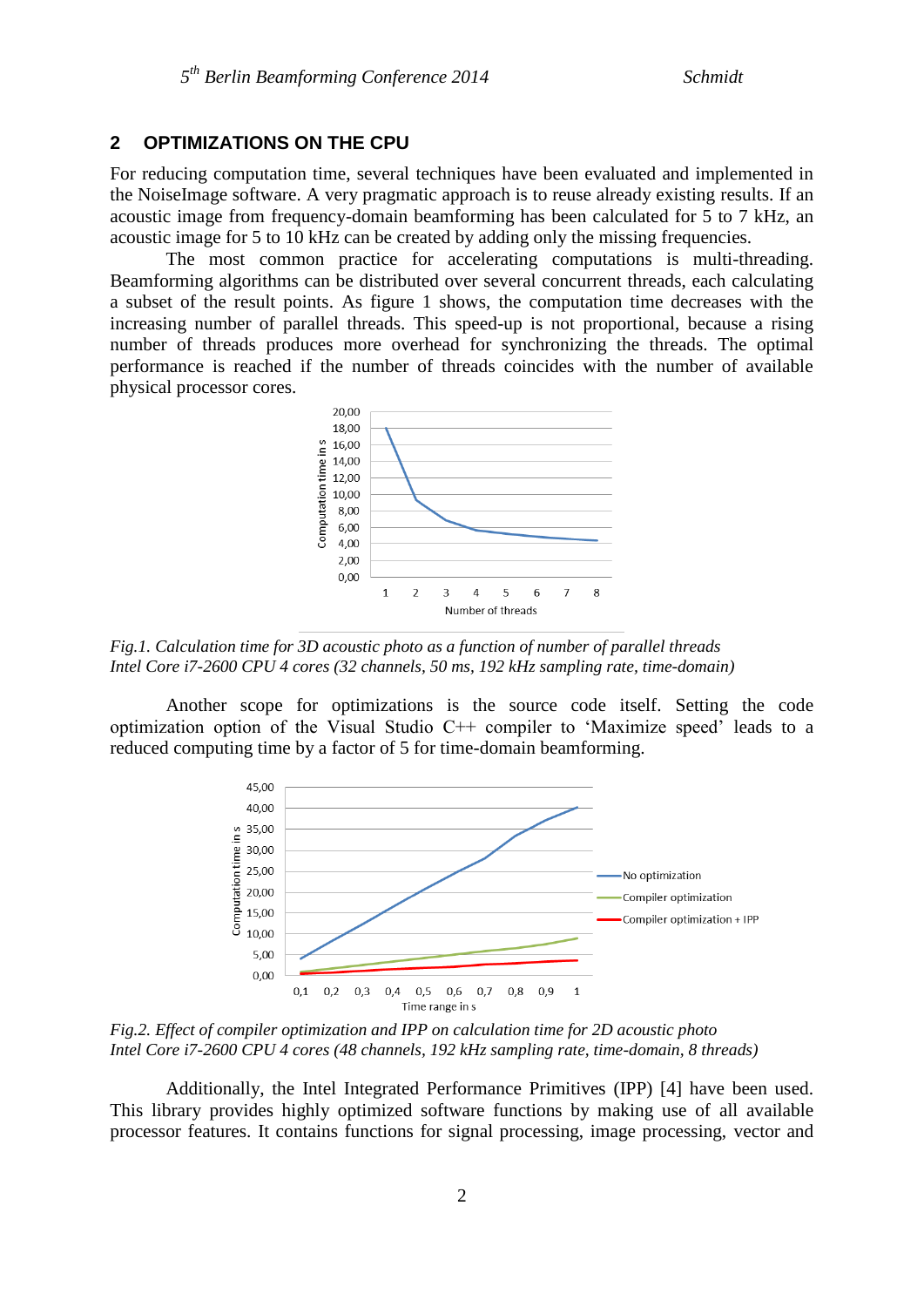## 2 OPTIMIZATIONS ON THE CPU

For reducing computation time, several techniques have been evaluated and implemented in the NoiseImage software. A very pragmatic approach is to reuse already existing results. If an acoustic image from frequency-domain beamforming has been calculated for 5 to 7 kHz, an acoustic image for 5 to 10 kHz can be created by adding only the missing frequencies.

The most common practice for accelerating computations is multi-threading. Beamforming algorithms can be distributed over several concurrent threads, each calculating a subset of the result points. As figure 1 shows, the computation time decreases with the increasing number of parallel threads. This speed-up is not proportional, because a rising number of threads produces more overhead for synchronizing the threads. The optimal performance is reached if the number of threads coincides with the number of available physical processor cores.

*Fig.1. Calculation time for 3D acoustic photo as a function of number of parallel threads Intel Core i7-2600 CPU 4 cores (32 channels, 50 ms, 192 kHz sampling rate, time-domain)*

Another scope for optimizations is the source code itself. Setting the code optimization option of the Visual Studio C++ compiler to 'Maximize speed' leads to a reduced computing time by a factor of 5 for time-domain beamforming.

*Fig.2. Effect of compiler optimization and IPP on calculation time for 2D acoustic photo Intel Core i7-2600 CPU 4 cores (48 channels, 192 kHz sampling rate, time-domain, 8 threads)*

Additionally, the Intel Integrated Performance Primitives (IPP) [4] have been used. This library provides highly optimized software functions by making use of all available processor features. It contains functions for signal processing, image processing, vector and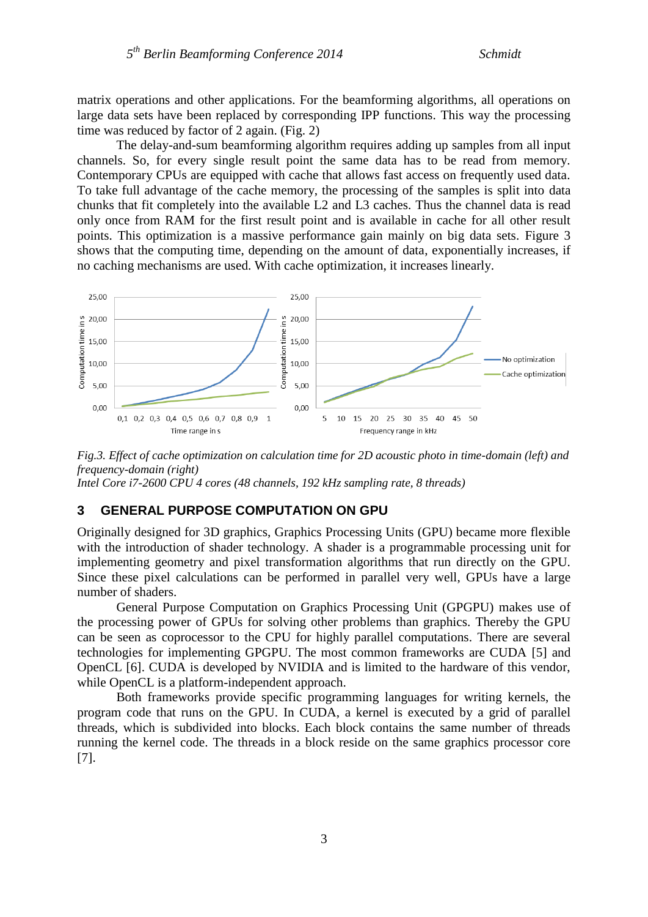matrix operations and other applications. For the beamforming algorithms, all operations on large data sets have been replaced by corresponding IPP functions. This way the processing time was reduced by factor of 2 again. (Fig. 2)

The delay-and-sum beamforming algorithm requires adding up samples from all input channels. So, for every single result point the same data has to be read from memory. Contemporary CPUs are equipped with cache that allows fast access on frequently used data. To take full advantage of the cache memory, the processing of the samples is split into data chunks that fit completely into the available L2 and L3 caches. Thus the channel data is read only once from RAM for the first result point and is available in cache for all other result points. This optimization is a massive performance gain mainly on big data sets. Figure 3 shows that the computing time, depending on the amount of data, exponentially increases, if no caching mechanisms are used. With cache optimization, it increases linearly.

*Fig.3. Effect of cache optimization on calculation time for 2D acoustic photo in time-domain (left) and frequency-domain (right)*
*Intel Core i7-2600 CPU 4 cores (48 channels, 192 kHz sampling rate, 8 threads)*

## 3 GENERAL PURPOSE COMPUTATION ON GPU

Originally designed for 3D graphics, Graphics Processing Units (GPU) became more flexible with the introduction of shader technology. A shader is a programmable processing unit for implementing geometry and pixel transformation algorithms that run directly on the GPU. Since these pixel calculations can be performed in parallel very well, GPUs have a large number of shaders.

General Purpose Computation on Graphics Processing Unit (GPGPU) makes use of the processing power of GPUs for solving other problems than graphics. Thereby the GPU can be seen as coprocessor to the CPU for highly parallel computations. There are several technologies for implementing GPGPU. The most common frameworks are CUDA [5] and OpenCL [6]. CUDA is developed by NVIDIA and is limited to the hardware of this vendor, while OpenCL is a platform-independent approach.

Both frameworks provide specific programming languages for writing kernels, the program code that runs on the GPU. In CUDA, a kernel is executed by a grid of parallel threads, which is subdivided into blocks. Each block contains the same number of threads running the kernel code. The threads in a block reside on the same graphics processor core [7].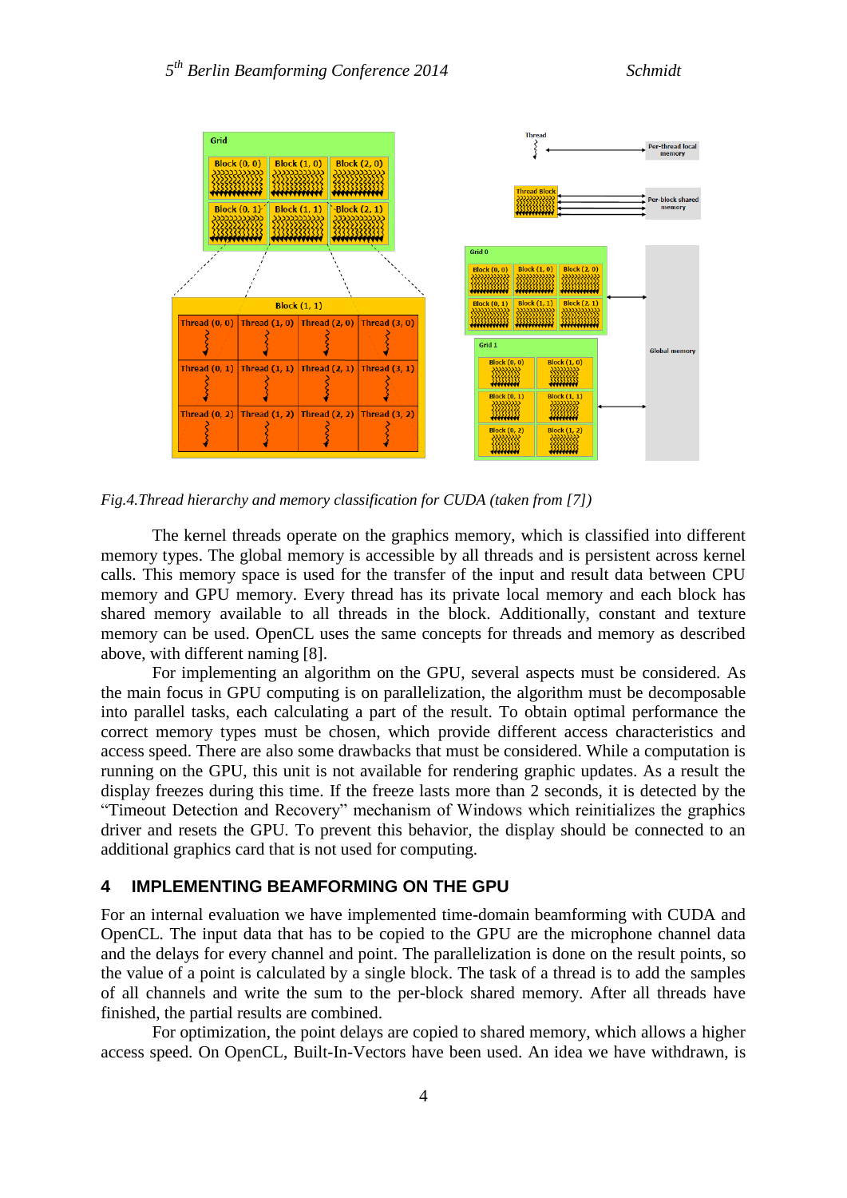*Fig.4.Thread hierarchy and memory classification for CUDA (taken from [7])*

The kernel threads operate on the graphics memory, which is classified into different memory types. The global memory is accessible by all threads and is persistent across kernel calls. This memory space is used for the transfer of the input and result data between CPU memory and GPU memory. Every thread has its private local memory and each block has shared memory available to all threads in the block. Additionally, constant and texture memory can be used. OpenCL uses the same concepts for threads and memory as described above, with different naming [8].

For implementing an algorithm on the GPU, several aspects must be considered. As the main focus in GPU computing is on parallelization, the algorithm must be decomposable into parallel tasks, each calculating a part of the result. To obtain optimal performance the correct memory types must be chosen, which provide different access characteristics and access speed. There are also some drawbacks that must be considered. While a computation is running on the GPU, this unit is not available for rendering graphic updates. As a result the display freezes during this time. If the freeze lasts more than 2 seconds, it is detected by the "Timeout Detection and Recovery" mechanism of Windows which reinitializes the graphics driver and resets the GPU. To prevent this behavior, the display should be connected to an additional graphics card that is not used for computing.

## 4 IMPLEMENTING BEAMFORMING ON THE GPU

For an internal evaluation we have implemented time-domain beamforming with CUDA and OpenCL. The input data that has to be copied to the GPU are the microphone channel data and the delays for every channel and point. The parallelization is done on the result points, so the value of a point is calculated by a single block. The task of a thread is to add the samples of all channels and write the sum to the per-block shared memory. After all threads have finished, the partial results are combined.

For optimization, the point delays are copied to shared memory, which allows a higher access speed. On OpenCL, Built-In-Vectors have been used. An idea we have withdrawn, is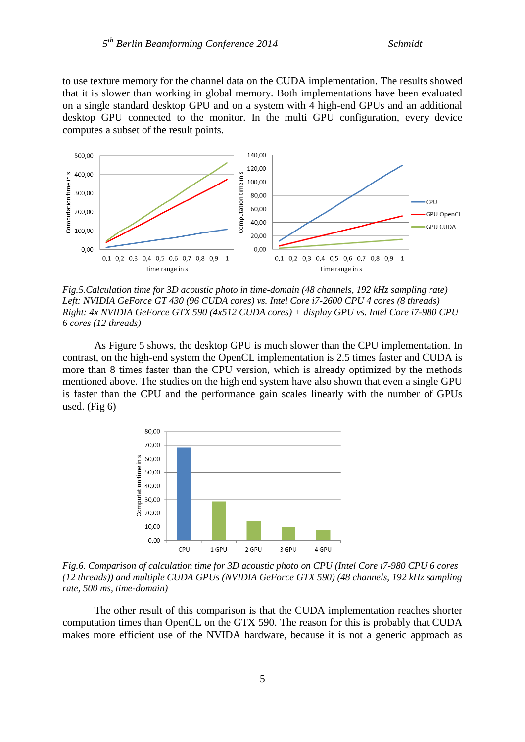to use texture memory for the channel data on the CUDA implementation. The results showed that it is slower than working in global memory. Both implementations have been evaluated on a single standard desktop GPU and on a system with 4 high-end GPUs and an additional desktop GPU connected to the monitor. In the multi GPU configuration, every device computes a subset of the result points.

*Fig.5.Calculation time for 3D acoustic photo in time-domain (48 channels, 192 kHz sampling rate)*
*Left: NVIDIA GeForce GT 430 (96 CUDA cores) vs. Intel Core i7-2600 CPU 4 cores (8 threads)*
*Right: 4x NVIDIA GeForce GTX 590 (4x512 CUDA cores) + display GPU vs. Intel Core i7-980 CPU 6 cores (12 threads)*

As Figure 5 shows, the desktop GPU is much slower than the CPU implementation. In contrast, on the high-end system the OpenCL implementation is 2.5 times faster and CUDA is more than 8 times faster than the CPU version, which is already optimized by the methods mentioned above. The studies on the high end system have also shown that even a single GPU is faster than the CPU and the performance gain scales linearly with the number of GPUs used. (Fig 6)

*Fig.6. Comparison of calculation time for 3D acoustic photo on CPU (Intel Core i7-980 CPU 6 cores (12 threads)) and multiple CUDA GPUs (NVIDIA GeForce GTX 590) (48 channels, 192 kHz sampling rate, 500 ms, time-domain)*

The other result of this comparison is that the CUDA implementation reaches shorter computation times than OpenCL on the GTX 590. The reason for this is probably that CUDA makes more efficient use of the NVIDA hardware, because it is not a generic approach as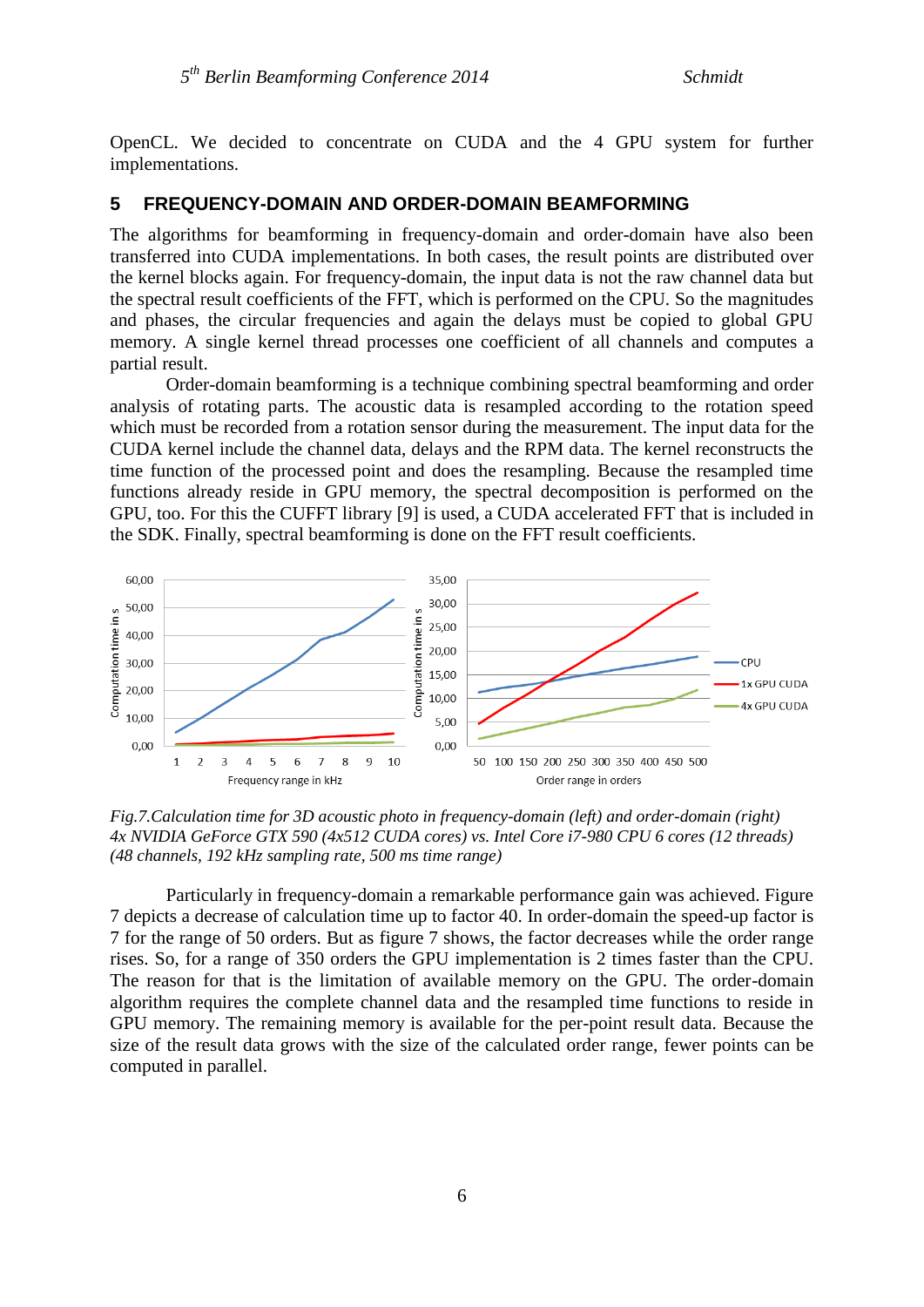OpenCL. We decided to concentrate on CUDA and the 4 GPU system for further implementations.

## 5 FREQUENCY-DOMAIN AND ORDER-DOMAIN BEAMFORMING

The algorithms for beamforming in frequency-domain and order-domain have also been transferred into CUDA implementations. In both cases, the result points are distributed over the kernel blocks again. For frequency-domain, the input data is not the raw channel data but the spectral result coefficients of the FFT, which is performed on the CPU. So the magnitudes and phases, the circular frequencies and again the delays must be copied to global GPU memory. A single kernel thread processes one coefficient of all channels and computes a partial result.

Order-domain beamforming is a technique combining spectral beamforming and order analysis of rotating parts. The acoustic data is resampled according to the rotation speed which must be recorded from a rotation sensor during the measurement. The input data for the CUDA kernel include the channel data, delays and the RPM data. The kernel reconstructs the time function of the processed point and does the resampling. Because the resampled time functions already reside in GPU memory, the spectral decomposition is performed on the GPU, too. For this the CUFFT library [9] is used, a CUDA accelerated FFT that is included in the SDK. Finally, spectral beamforming is done on the FFT result coefficients.

*Fig.7.Calculation time for 3D acoustic photo in frequency-domain (left) and order-domain (right) 4x NVIDIA GeForce GTX 590 (4x512 CUDA cores) vs. Intel Core i7-980 CPU 6 cores (12 threads) (48 channels, 192 kHz sampling rate, 500 ms time range)*

Particularly in frequency-domain a remarkable performance gain was achieved. Figure 7 depicts a decrease of calculation time up to factor 40. In order-domain the speed-up factor is 7 for the range of 50 orders. But as figure 7 shows, the factor decreases while the order range rises. So, for a range of 350 orders the GPU implementation is 2 times faster than the CPU. The reason for that is the limitation of available memory on the GPU. The order-domain algorithm requires the complete channel data and the resampled time functions to reside in GPU memory. The remaining memory is available for the per-point result data. Because the size of the result data grows with the size of the calculated order range, fewer points can be computed in parallel.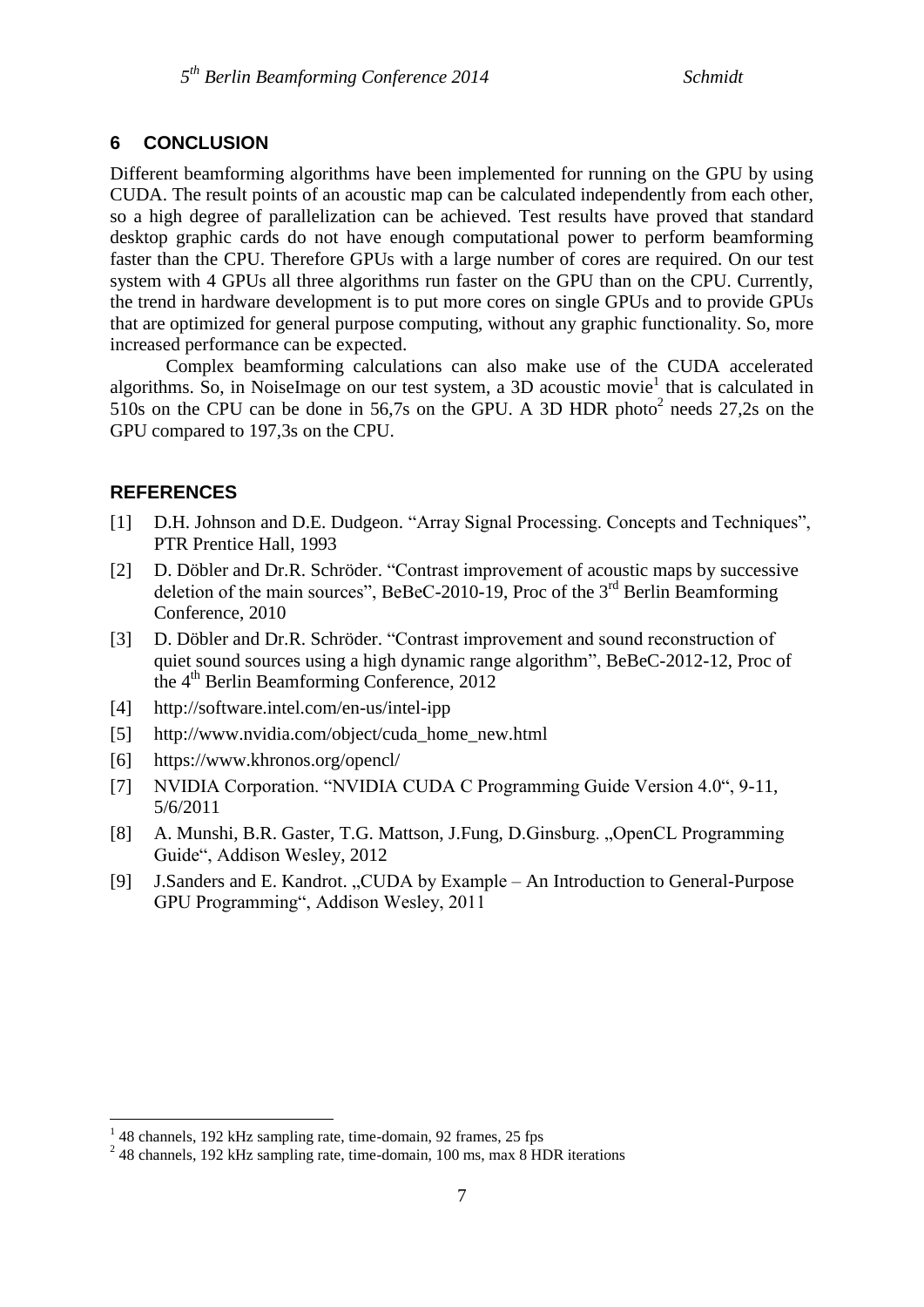## 6 CONCLUSION

Different beamforming algorithms have been implemented for running on the GPU by using CUDA. The result points of an acoustic map can be calculated independently from each other, so a high degree of parallelization can be achieved. Test results have proved that standard desktop graphic cards do not have enough computational power to perform beamforming faster than the CPU. Therefore GPUs with a large number of cores are required. On our test system with 4 GPUs all three algorithms run faster on the GPU than on the CPU. Currently, the trend in hardware development is to put more cores on single GPUs and to provide GPUs that are optimized for general purpose computing, without any graphic functionality. So, more increased performance can be expected.

Complex beamforming calculations can also make use of the CUDA accelerated algorithms. So, in NoiseImage on our test system, a 3D acoustic movie[1] that is calculated in 510s on the CPU can be done in 56,7s on the GPU. A 3D HDR photo[2] needs 27,2s on the GPU compared to 197,3s on the CPU.

## REFERENCES

[1] D.H. Johnson and D.E. Dudgeon. "Array Signal Processing. Concepts and Techniques", PTR Prentice Hall, 1993

[2] D. Döbler and Dr.R. Schröder. "Contrast improvement of acoustic maps by successive deletion of the main sources", BeBeC-2010-19, Proc of the 3rd Berlin Beamforming Conference, 2010

[3] D. Döbler and Dr.R. Schröder. "Contrast improvement and sound reconstruction of quiet sound sources using a high dynamic range algorithm", BeBeC-2012-12, Proc of the 4th Berlin Beamforming Conference, 2012

[4] http://software.intel.com/en-us/intel-ipp

[5] http://www.nvidia.com/object/cuda_home_new.html

[6] https://www.khronos.org/opencl/

[7] NVIDIA Corporation. "NVIDIA CUDA C Programming Guide Version 4.0", 9-11, 5/6/2011

[8] A. Munshi, B.R. Gaster, T.G. Mattson, J.Fung, D.Ginsburg. „OpenCL Programming Guide", Addison Wesley, 2012

[9] J.Sanders and E. Kandrot. „CUDA by Example – An Introduction to General-Purpose GPU Programming", Addison Wesley, 2011

---

[1] 48 channels, 192 kHz sampling rate, time-domain, 92 frames, 25 fps

[2] 48 channels, 192 kHz sampling rate, time-domain, 100 ms, max 8 HDR iterations